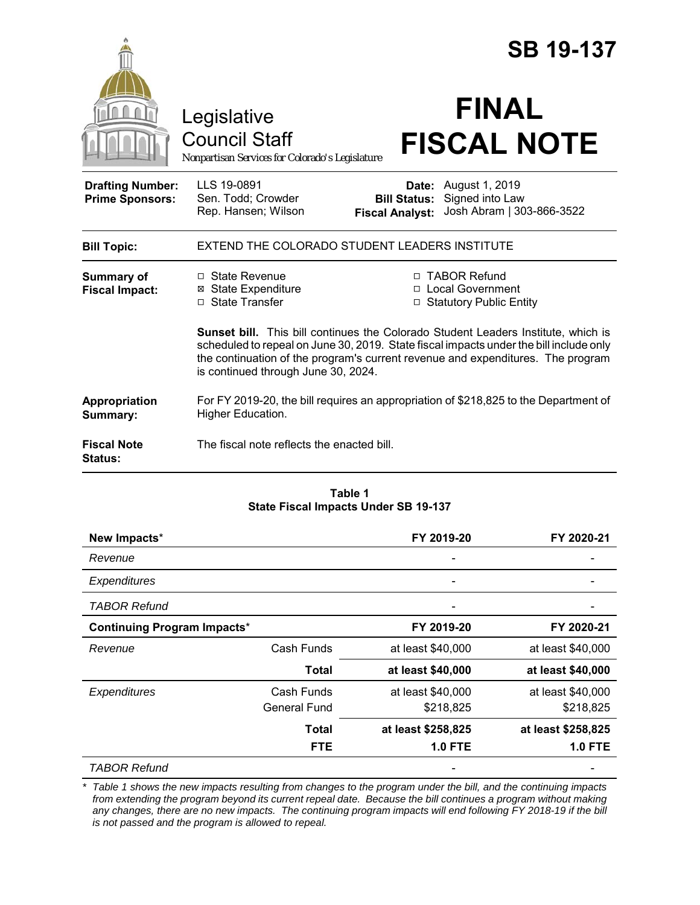# SB 19-137

Legislative Council Staff

*Nonpartisan Services for Colorado's Legislature*

# FINAL FISCAL NOTE

| | | | |
|---|---|---|---|
| **Drafting Number:** | LLS 19-0891 | **Date:** | August 1, 2019 |
| **Prime Sponsors:** | Sen. Todd; Crowder<br>Rep. Hansen; Wilson | **Bill Status:** | Signed into Law |
| | | **Fiscal Analyst:** | Josh Abram \| 303-866-3522 |

**Bill Topic:** EXTEND THE COLORADO STUDENT LEADERS INSTITUTE

**Summary of Fiscal Impact:**

- ☐ State Revenue
- ☒ State Expenditure
- ☐ State Transfer
- ☐ TABOR Refund
- ☐ Local Government
- ☐ Statutory Public Entity

**Sunset bill.** This bill continues the Colorado Student Leaders Institute, which is scheduled to repeal on June 30, 2019. State fiscal impacts under the bill include only the continuation of the program's current revenue and expenditures. The program is continued through June 30, 2024.

**Appropriation Summary:** For FY 2019-20, the bill requires an appropriation of $218,825 to the Department of Higher Education.

**Fiscal Note Status:** The fiscal note reflects the enacted bill.

**Table 1**
**State Fiscal Impacts Under SB 19-137**

| **New Impacts*** | | **FY 2019-20** | **FY 2020-21** |
|---|---|---|---|
| *Revenue* | | - | - |
| *Expenditures* | | - | - |
| *TABOR Refund* | | - | - |
| **Continuing Program Impacts*** | | **FY 2019-20** | **FY 2020-21** |
| *Revenue* | Cash Funds | at least $40,000 | at least $40,000 |
| | **Total** | **at least $40,000** | **at least $40,000** |
| *Expenditures* | Cash Funds | at least $40,000 | at least $40,000 |
| | General Fund | $218,825 | $218,825 |
| | **Total** | **at least $258,825** | **at least $258,825** |
| | **FTE** | **1.0 FTE** | **1.0 FTE** |
| *TABOR Refund* | | - | - |

*\* Table 1 shows the new impacts resulting from changes to the program under the bill, and the continuing impacts from extending the program beyond its current repeal date. Because the bill continues a program without making any changes, there are no new impacts. The continuing program impacts will end following FY 2018-19 if the bill is not passed and the program is allowed to repeal.*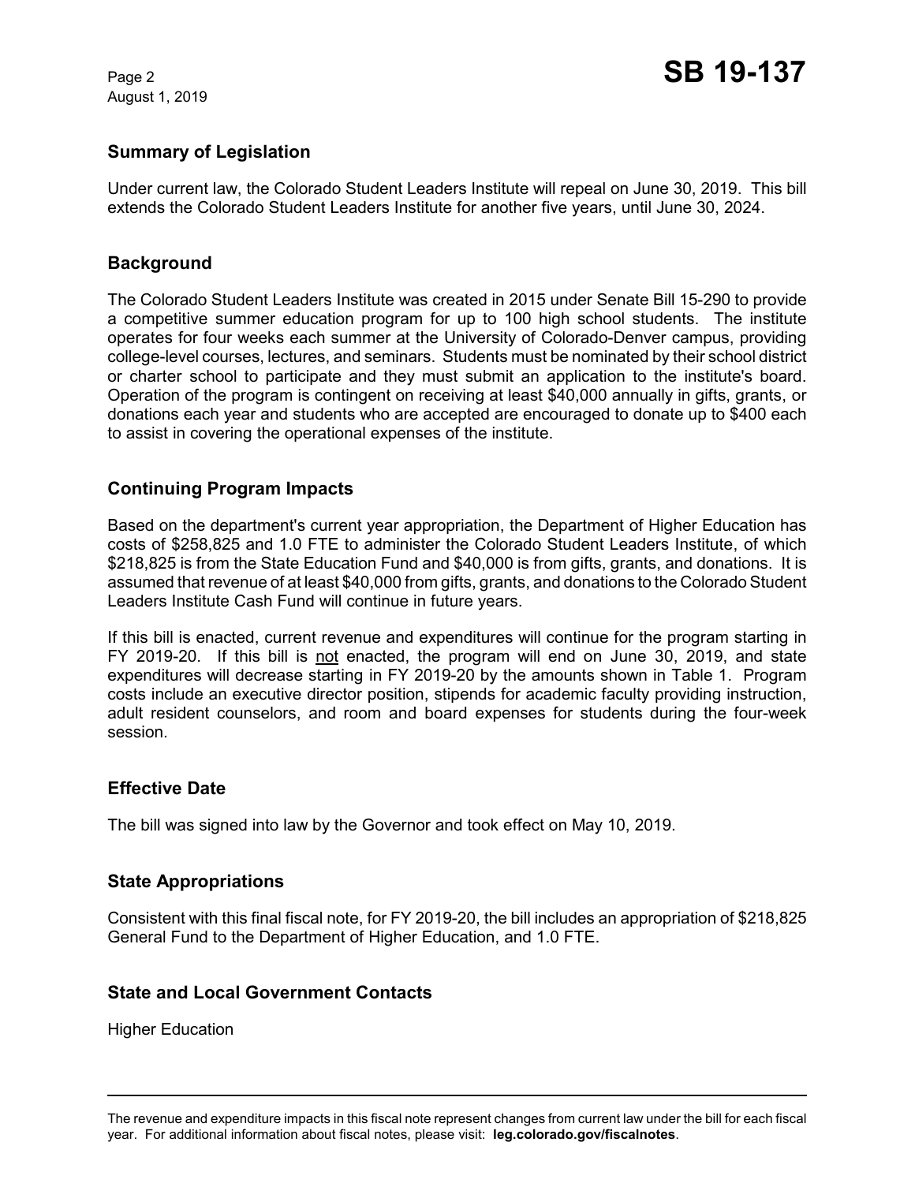## Summary of Legislation

Under current law, the Colorado Student Leaders Institute will repeal on June 30, 2019. This bill extends the Colorado Student Leaders Institute for another five years, until June 30, 2024.

## Background

The Colorado Student Leaders Institute was created in 2015 under Senate Bill 15-290 to provide a competitive summer education program for up to 100 high school students. The institute operates for four weeks each summer at the University of Colorado-Denver campus, providing college-level courses, lectures, and seminars. Students must be nominated by their school district or charter school to participate and they must submit an application to the institute's board. Operation of the program is contingent on receiving at least $40,000 annually in gifts, grants, or donations each year and students who are accepted are encouraged to donate up to $400 each to assist in covering the operational expenses of the institute.

## Continuing Program Impacts

Based on the department's current year appropriation, the Department of Higher Education has costs of $258,825 and 1.0 FTE to administer the Colorado Student Leaders Institute, of which $218,825 is from the State Education Fund and $40,000 is from gifts, grants, and donations. It is assumed that revenue of at least $40,000 from gifts, grants, and donations to the Colorado Student Leaders Institute Cash Fund will continue in future years.

If this bill is enacted, current revenue and expenditures will continue for the program starting in FY 2019-20. If this bill is not enacted, the program will end on June 30, 2019, and state expenditures will decrease starting in FY 2019-20 by the amounts shown in Table 1. Program costs include an executive director position, stipends for academic faculty providing instruction, adult resident counselors, and room and board expenses for students during the four-week session.

## Effective Date

The bill was signed into law by the Governor and took effect on May 10, 2019.

## State Appropriations

Consistent with this final fiscal note, for FY 2019-20, the bill includes an appropriation of $218,825 General Fund to the Department of Higher Education, and 1.0 FTE.

## State and Local Government Contacts

Higher Education

The revenue and expenditure impacts in this fiscal note represent changes from current law under the bill for each fiscal year. For additional information about fiscal notes, please visit: **leg.colorado.gov/fiscalnotes**.